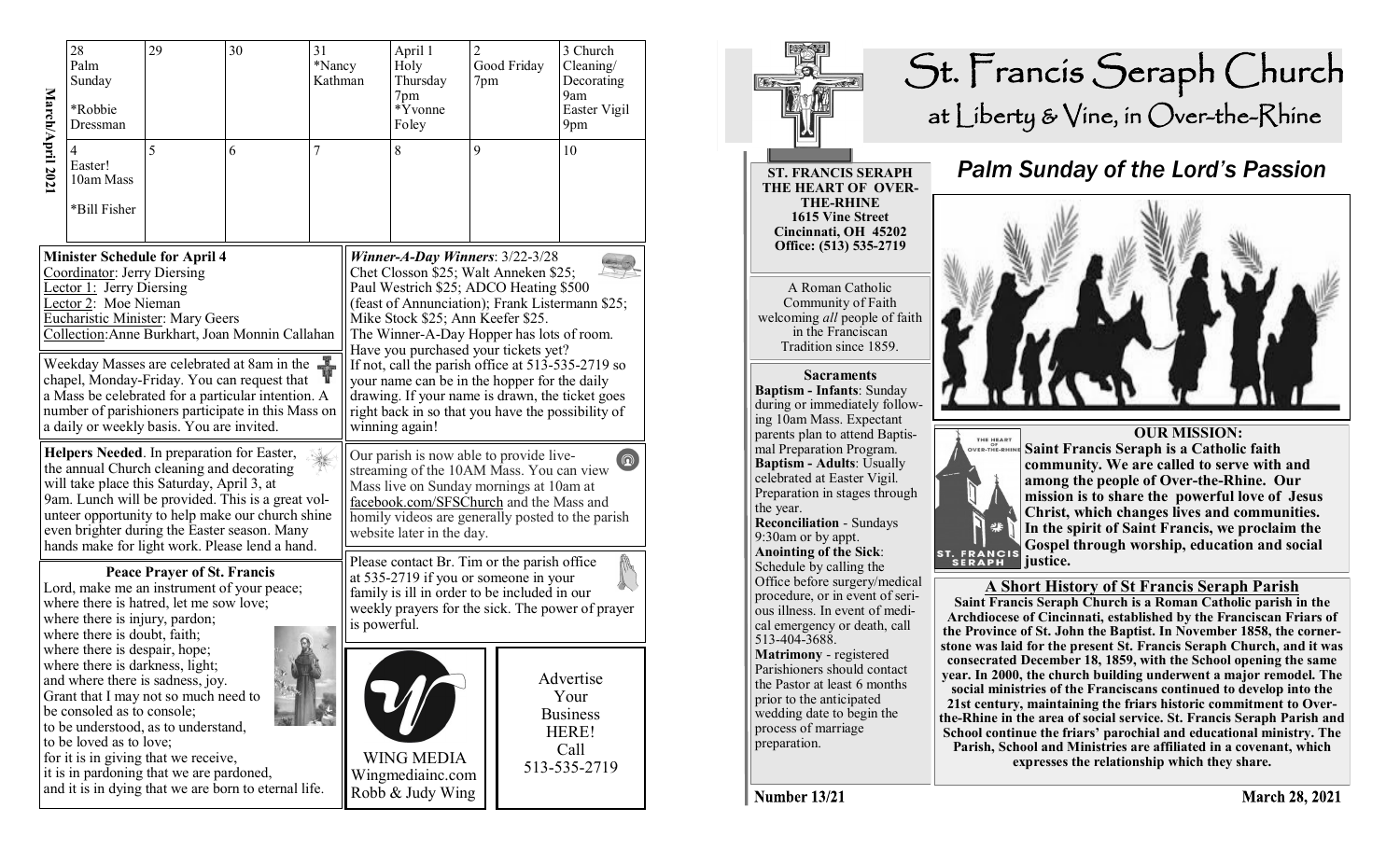**March/April 2021**

| 28 | 29 | 30 | 31 | April 1 | 2 | 3 |
|---|---|---|---|---|---|---|
| Palm Sunday<br><br>*Robbie Dressman | | | *Nancy Kathman | Holy Thursday 7pm<br>*Yvonne Foley | Good Friday 7pm | Church Cleaning/ Decorating 9am<br>Easter Vigil 9pm |
| 4<br>Easter!<br>10am Mass<br><br>*Bill Fisher | 5 | 6 | 7 | 8 | 9 | 10 |

**Minister Schedule for April 4**
Coordinator: Jerry Diersing
Lector 1: Jerry Diersing
Lector 2: Moe Nieman
Eucharistic Minister: Mary Geers
Collection: Anne Burkhart, Joan Monnin Callahan

Weekday Masses are celebrated at 8am in the chapel, Monday-Friday. You can request that a Mass be celebrated for a particular intention. A number of parishioners participate in this Mass on a daily or weekly basis. You are invited.

**Helpers Needed**. In preparation for Easter, the annual Church cleaning and decorating will take place this Saturday, April 3, at 9am. Lunch will be provided. This is a great volunteer opportunity to help make our church shine even brighter during the Easter season. Many hands make for light work. Please lend a hand.

**Peace Prayer of St. Francis**

Lord, make me an instrument of your peace;
where there is hatred, let me sow love;
where there is injury, pardon;
where there is doubt, faith;
where there is despair, hope;
where there is darkness, light;
and where there is sadness, joy.
Grant that I may not so much need to be consoled as to console;
to be understood, as to understand,
to be loved as to love;
for it is in giving that we receive,
it is in pardoning that we are pardoned,
and it is in dying that we are born to eternal life.

***Winner-A-Day Winners***: 3/22-3/28
Chet Closson $25; Walt Anneken $25; Paul Westrich $25; ADCO Heating $500 (feast of Annunciation); Frank Listermann $25; Mike Stock $25; Ann Keefer $25.
The Winner-A-Day Hopper has lots of room. Have you purchased your tickets yet? If not, call the parish office at 513-535-2719 so your name can be in the hopper for the daily drawing. If your name is drawn, the ticket goes right back in so that you have the possibility of winning again!

Our parish is now able to provide live-streaming of the 10AM Mass. You can view Mass live on Sunday mornings at 10am at facebook.com/SFSChurch and the Mass and homily videos are generally posted to the parish website later in the day.

Please contact Br. Tim or the parish office at 535-2719 if you or someone in your family is ill in order to be included in our weekly prayers for the sick. The power of prayer is powerful.

WING MEDIA
Wingmediainc.com
Robb & Judy Wing

Advertise Your Business HERE! Call 513-535-2719

# St. Francis Seraph Church
## at Liberty & Vine, in Over-the-Rhine

**ST. FRANCIS SERAPH THE HEART OF OVER-THE-RHINE**
**1615 Vine Street**
**Cincinnati, OH 45202**
**Office: (513) 535-2719**

A Roman Catholic Community of Faith welcoming *all* people of faith in the Franciscan Tradition since 1859.

**Sacraments**

**Baptism - Infants**: Sunday during or immediately following 10am Mass. Expectant parents plan to attend Baptismal Preparation Program.
**Baptism - Adults**: Usually celebrated at Easter Vigil. Preparation in stages through the year.
**Reconciliation** - Sundays 9:30am or by appt.
**Anointing of the Sick**: Schedule by calling the Office before surgery/medical procedure, or in event of serious illness. In event of medical emergency or death, call 513-404-3688.
**Matrimony** - registered Parishioners should contact the Pastor at least 6 months prior to the anticipated wedding date to begin the process of marriage preparation.

## *Palm Sunday of the Lord's Passion*

**OUR MISSION:**
**Saint Francis Seraph is a Catholic faith community. We are called to serve with and among the people of Over-the-Rhine. Our mission is to share the powerful love of Jesus Christ, which changes lives and communities. In the spirit of Saint Francis, we proclaim the Gospel through worship, education and social justice.**

**A Short History of St Francis Seraph Parish**

**Saint Francis Seraph Church is a Roman Catholic parish in the Archdiocese of Cincinnati, established by the Franciscan Friars of the Province of St. John the Baptist. In November 1858, the cornerstone was laid for the present St. Francis Seraph Church, and it was consecrated December 18, 1859, with the School opening the same year. In 2000, the church building underwent a major remodel. The social ministries of the Franciscans continued to develop into the 21st century, maintaining the friars historic commitment to Over-the-Rhine in the area of social service. St. Francis Seraph Parish and School continue the friars' parochial and educational ministry. The Parish, School and Ministries are affiliated in a covenant, which expresses the relationship which they share.**

Number 13/21 March 28, 2021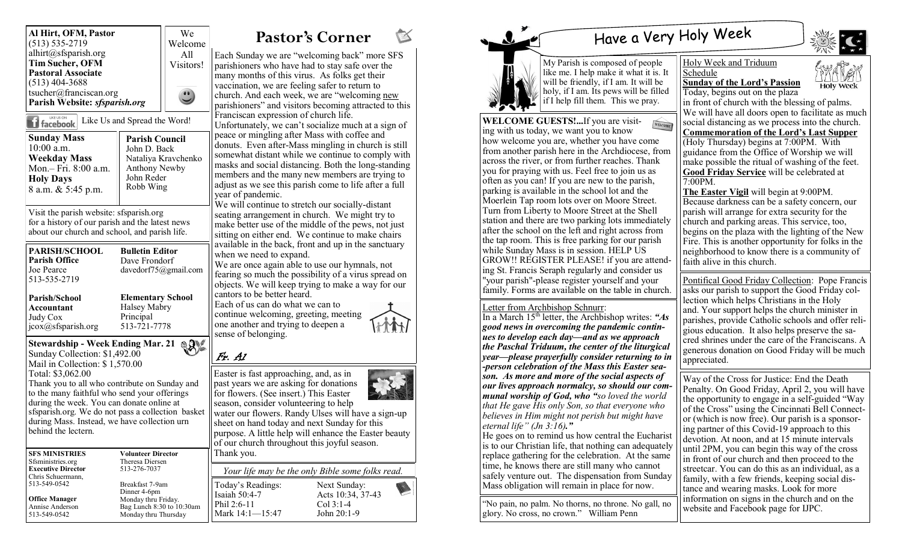**Al Hirt, OFM, Pastor**
(513) 535-2719
alhirt@sfsparish.org
**Tim Sucher, OFM**
**Pastoral Associate**
(513) 404-3688
tsucher@franciscan.org
**Parish Website:** ***sfsparish.org***

We Welcome All Visitors!

Like Us and Spread the Word!

**Sunday Mass**
10:00 a.m.
**Weekday Mass**
Mon.– Fri. 8:00 a.m.
**Holy Days**
8 a.m. & 5:45 p.m.

**Parish Council**
John D. Back
Nataliya Kravchenko
Anthony Newby
John Reder
Robb Wing

Visit the parish website: sfsparish.org for a history of our parish and the latest news about our church and school, and parish life.

**PARISH/SCHOOL**
**Parish Office**
Joe Pearce
513-535-2719

**Bulletin Editor**
Dave Frondorf
davedorf75@gmail.com

**Parish/School Accountant**
Judy Cox
jcox@sfsparish.org

**Elementary School**
Halsey Mabry
Principal
513-721-7778

**Stewardship - Week Ending Mar. 21**
Sunday Collection: $1,492.00
Mail in Collection: $ 1,570.00
Total: $3,062.00
Thank you to all who contribute on Sunday and to the many faithful who send your offerings during the week. You can donate online at sfsparish.org. We do not pass a collection basket during Mass. Instead, we have collection urn behind the lectern.

**SFS MINISTRIES**
Sfsministries.org
**Executive Director**
Chris Schuermann,
513-549-0542

**Office Manager**
Annise Anderson
513-549-0542

**Volunteer Director**
Theresa Diersen
513-276-7037

Breakfast 7-9am
Dinner 4-6pm
Monday thru Friday.
Bag Lunch 8:30 to 10:30am
Monday thru Thursday

# Pastor's Corner

Each Sunday we are "welcoming back" more SFS parishioners who have had to stay safe over the many months of this virus. As folks get their vaccination, we are feeling safer to return to church. And each week, we are "welcoming new parishioners" and visitors becoming attracted to this Franciscan expression of church life. Unfortunately, we can't socialize much at a sign of peace or mingling after Mass with coffee and donuts. Even after-Mass mingling in church is still somewhat distant while we continue to comply with masks and social distancing. Both the long-standing members and the many new members are trying to adjust as we see this parish come to life after a full year of pandemic.

We will continue to stretch our socially-distant seating arrangement in church. We might try to make better use of the middle of the pews, not just sitting on either end. We continue to make chairs available in the back, front and up in the sanctuary when we need to expand.

We are once again able to use our hymnals, not fearing so much the possibility of a virus spread on objects. We will keep trying to make a way for our cantors to be better heard.

Each of us can do what we can to continue welcoming, greeting, meeting one another and trying to deepen a sense of belonging.

*Fr. Al*

Easter is fast approaching, and, as in past years we are asking for donations for flowers. (See insert.) This Easter season, consider volunteering to help water our flowers. Randy Ulses will have a sign-up sheet on hand today and next Sunday for this purpose. A little help will enhance the Easter beauty of our church throughout this joyful season. Thank you.

*Your life may be the only Bible some folks read.*

Today's Readings:
Isaiah 50:4-7
Phil 2:6-11
Mark 14:1—15:47

Next Sunday:
Acts 10:34, 37-43
Col 3:1-4
John 20:1-9

# Have a Very Holy Week

My Parish is composed of people like me. I help make it what it is. It will be friendly, if I am. It will be holy, if I am. Its pews will be filled if I help fill them. This we pray.

**WELCOME GUESTS!...**If you are visiting with us today, we want you to know how welcome you are, whether you have come from another parish here in the Archdiocese, from across the river, or from further reaches. Thank you for praying with us. Feel free to join us as often as you can! If you are new to the parish, parking is available in the school lot and the Moerlein Tap room lots over on Moore Street. Turn from Liberty to Moore Street at the Shell station and there are two parking lots immediately after the school on the left and right across from the tap room. This is free parking for our parish while Sunday Mass is in session. HELP US GROW!! REGISTER PLEASE! if you are attending St. Francis Seraph regularly and consider us "your parish"-please register yourself and your family. Forms are available on the table in church.

Letter from Archbishop Schnurr:
In a March 15th letter, the Archbishop writes: ***"As good news in overcoming the pandemic continues to develop each day—and as we approach the Paschal Triduum, the center of the liturgical year—please prayerfully consider returning to in-person celebration of the Mass this Easter season. As more and more of the social aspects of our lives approach normalcy, so should our communal worship of God, who "****so loved the world that He gave His only Son, so that everyone who believes in Him might not perish but might have eternal life" (Jn 3:16)****."***
He goes on to remind us how central the Eucharist is to our Christian life, that nothing can adequately replace gathering for the celebration. At the same time, he knows there are still many who cannot safely venture out. The dispensation from Sunday Mass obligation will remain in place for now.

"No pain, no palm. No thorns, no throne. No gall, no glory. No cross, no crown." William Penn

Holy Week and Triduum Schedule
**Sunday of the Lord's Passion**
Today, begins out on the plaza in front of church with the blessing of palms. We will have all doors open to facilitate as much social distancing as we process into the church.
**Commemoration of the Lord's Last Supper** (Holy Thursday) begins at 7:00PM. With guidance from the Office of Worship we will make possible the ritual of washing of the feet.
**Good Friday Service** will be celebrated at 7:00PM.
**The Easter Vigil** will begin at 9:00PM. Because darkness can be a safety concern, our parish will arrange for extra security for the church and parking areas. This service, too, begins on the plaza with the lighting of the New Fire. This is another opportunity for folks in the neighborhood to know there is a community of faith alive in this church.

Pontifical Good Friday Collection: Pope Francis asks our parish to support the Good Friday collection which helps Christians in the Holy and. Your support helps the church minister in parishes, provide Catholic schools and offer religious education. It also helps preserve the sacred shrines under the care of the Franciscans. A generous donation on Good Friday will be much appreciated.

Way of the Cross for Justice: End the Death Penalty. On Good Friday, April 2, you will have the opportunity to engage in a self-guided "Way of the Cross" using the Cincinnati Bell Connector (which is now free). Our parish is a sponsoring partner of this Covid-19 approach to this devotion. At noon, and at 15 minute intervals until 2PM, you can begin this way of the cross in front of our church and then proceed to the streetcar. You can do this as an individual, as a family, with a few friends, keeping social distance and wearing masks. Look for more information on signs in the church and on the website and Facebook page for IJPC.